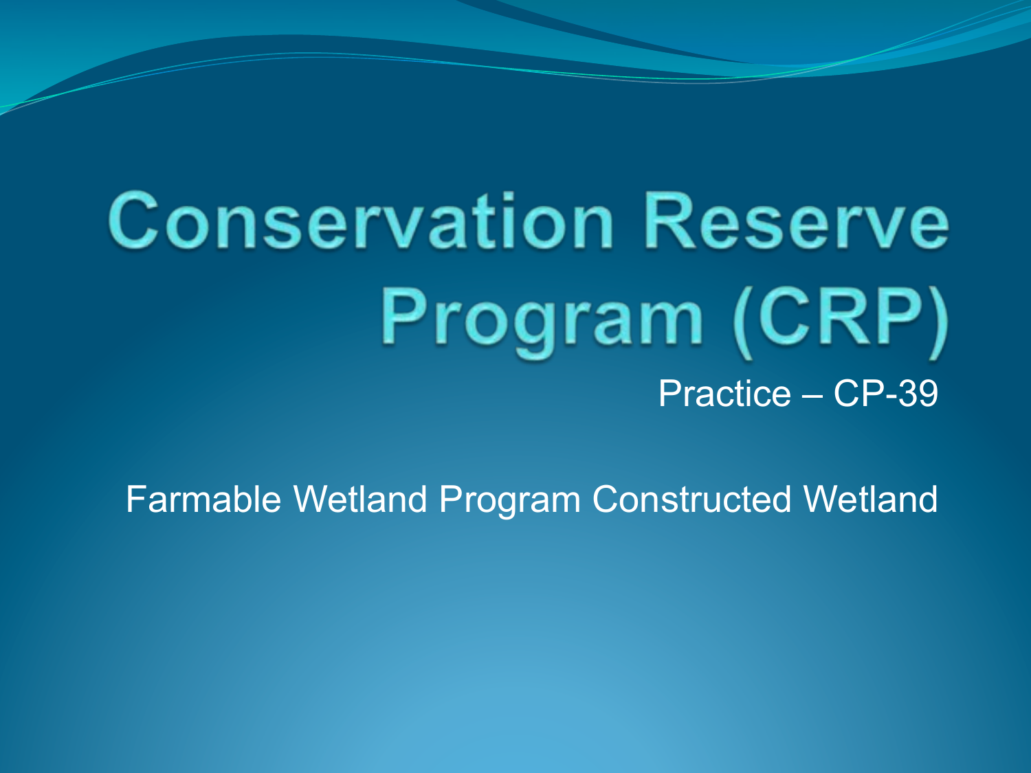# Conservation Reserve Program (CRP)

Practice – CP-39

Farmable Wetland Program Constructed Wetland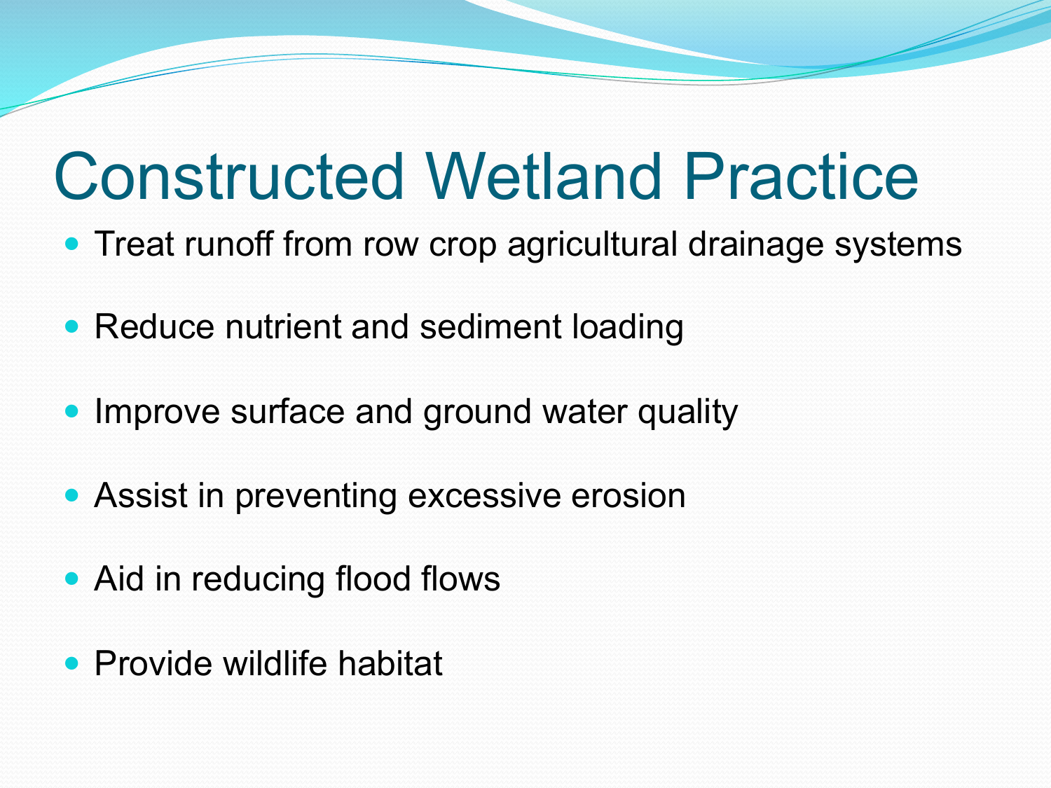# Constructed Wetland Practice

- Treat runoff from row crop agricultural drainage systems
- Reduce nutrient and sediment loading
- Improve surface and ground water quality
- Assist in preventing excessive erosion
- Aid in reducing flood flows
- Provide wildlife habitat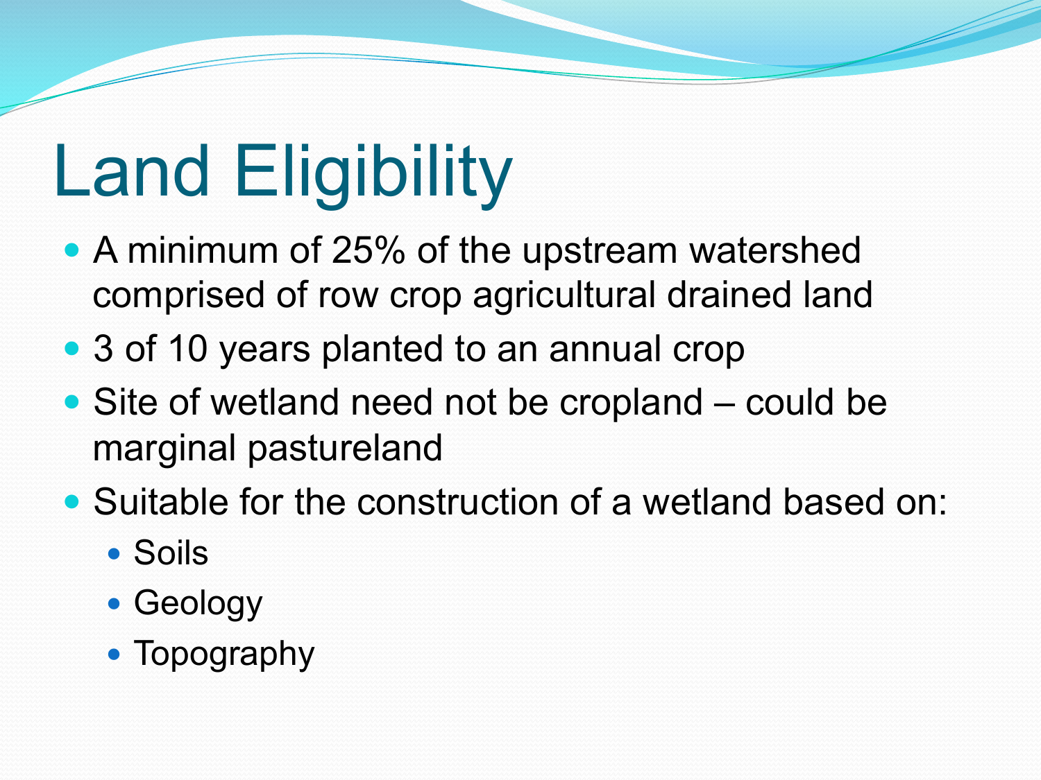# Land Eligibility

- A minimum of 25% of the upstream watershed comprised of row crop agricultural drained land
- 3 of 10 years planted to an annual crop
- Site of wetland need not be cropland – could be marginal pastureland
- Suitable for the construction of a wetland based on:
  - Soils
  - Geology
  - Topography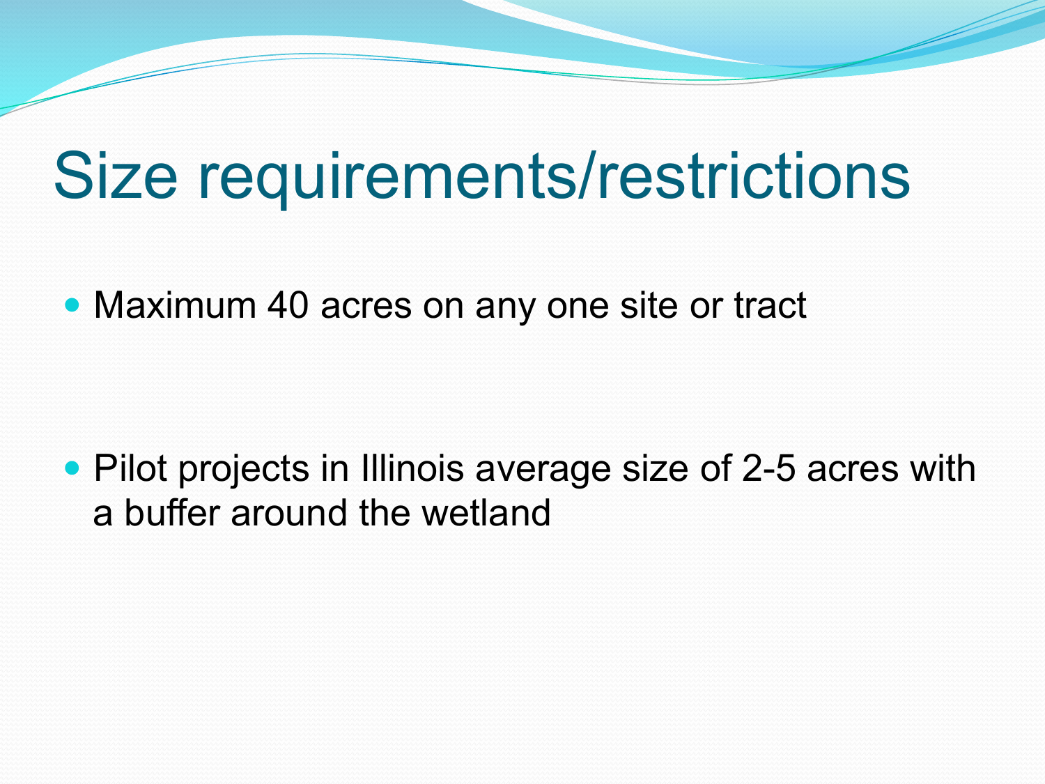# Size requirements/restrictions

- Maximum 40 acres on any one site or tract

- Pilot projects in Illinois average size of 2-5 acres with a buffer around the wetland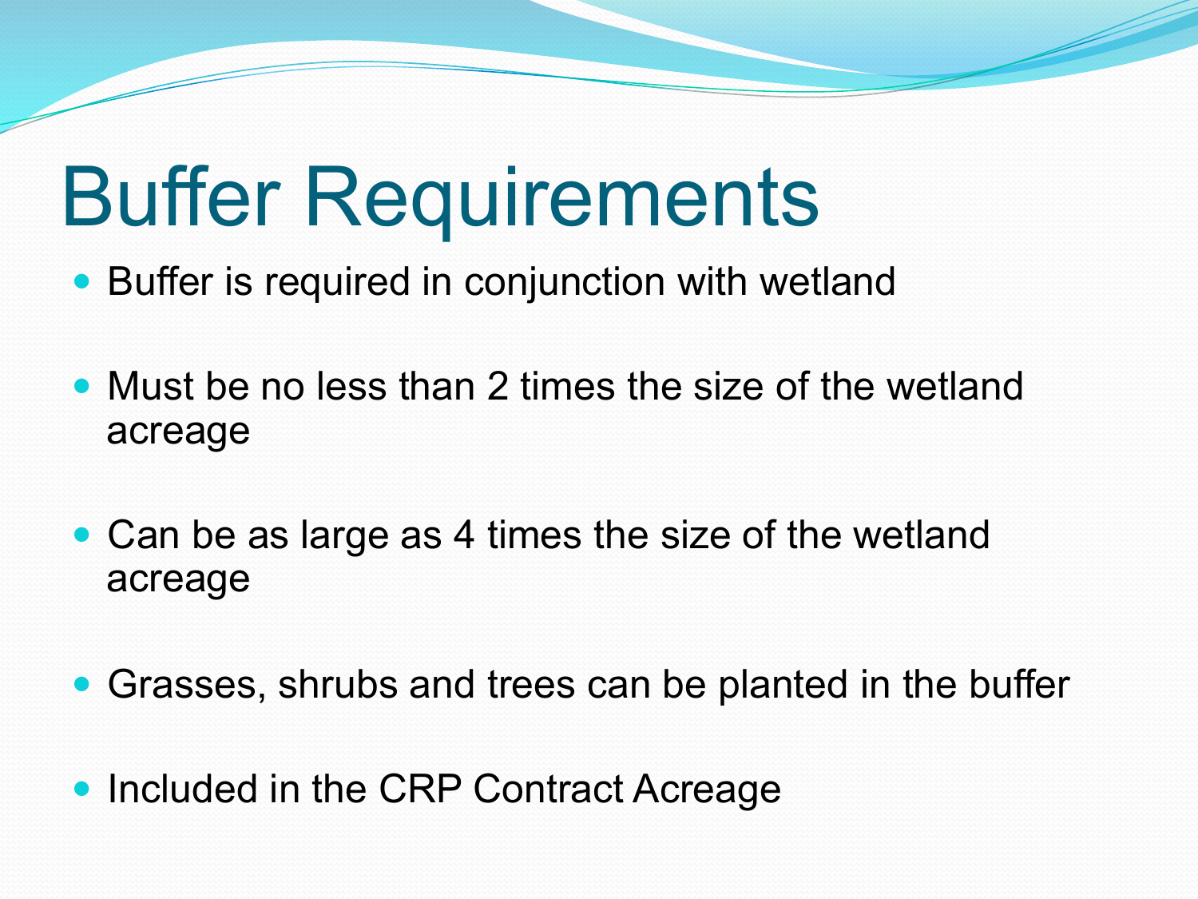# Buffer Requirements

- Buffer is required in conjunction with wetland
- Must be no less than 2 times the size of the wetland acreage
- Can be as large as 4 times the size of the wetland acreage
- Grasses, shrubs and trees can be planted in the buffer
- Included in the CRP Contract Acreage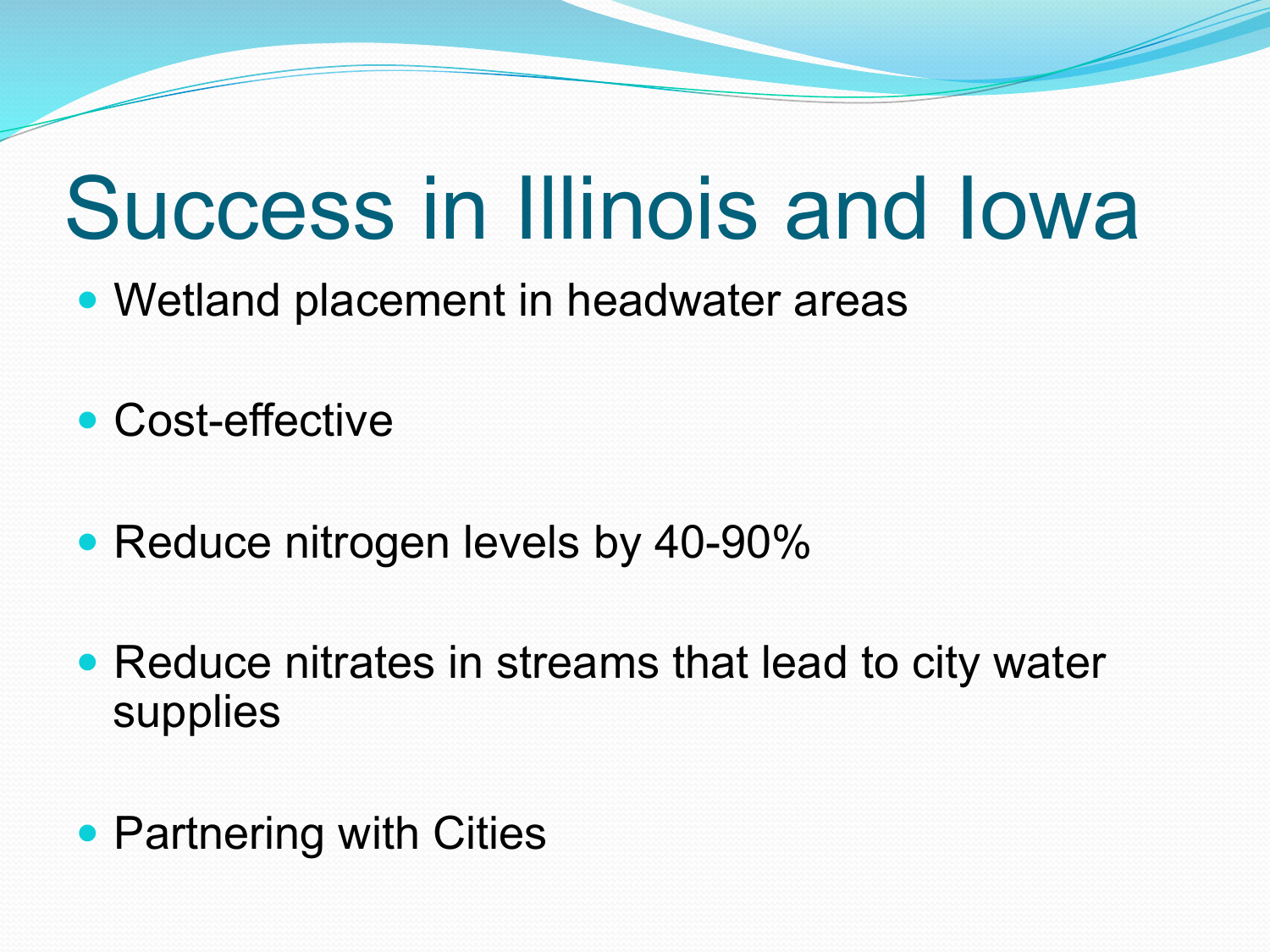# Success in Illinois and Iowa

- Wetland placement in headwater areas
- Cost-effective
- Reduce nitrogen levels by 40-90%
- Reduce nitrates in streams that lead to city water supplies
- Partnering with Cities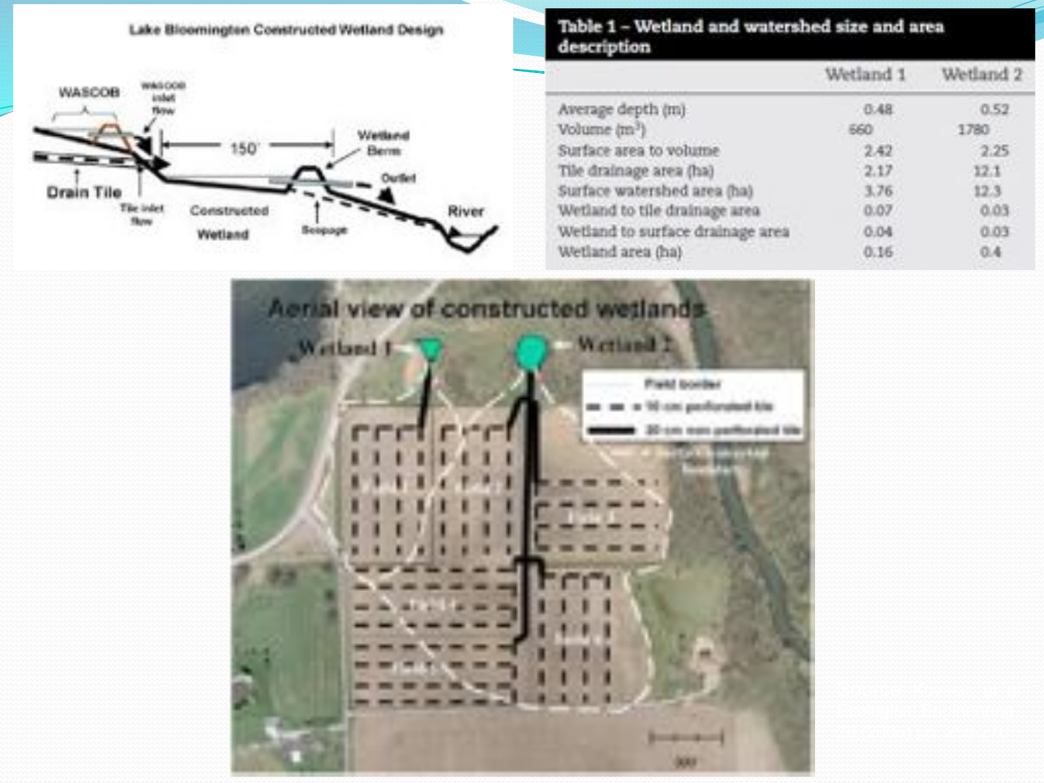Lake Bloomington Constructed Wetland Design

| Table 1 – Wetland and watershed size and area description | Wetland 1 | Wetland 2 |
|---|---|---|
| Average depth (m) | 0.48 | 0.52 |
| Volume ($m^3$) | 660 | 1780 |
| Surface area to volume | 2.42 | 2.25 |
| Tile drainage area (ha) | 2.17 | 12.1 |
| Surface watershed area (ha) | 3.76 | 12.3 |
| Wetland to tile drainage area | 0.07 | 0.03 |
| Wetland to surface drainage area | 0.04 | 0.03 |
| Wetland area (ha) | 0.16 | 0.4 |

Aerial view of constructed wetlands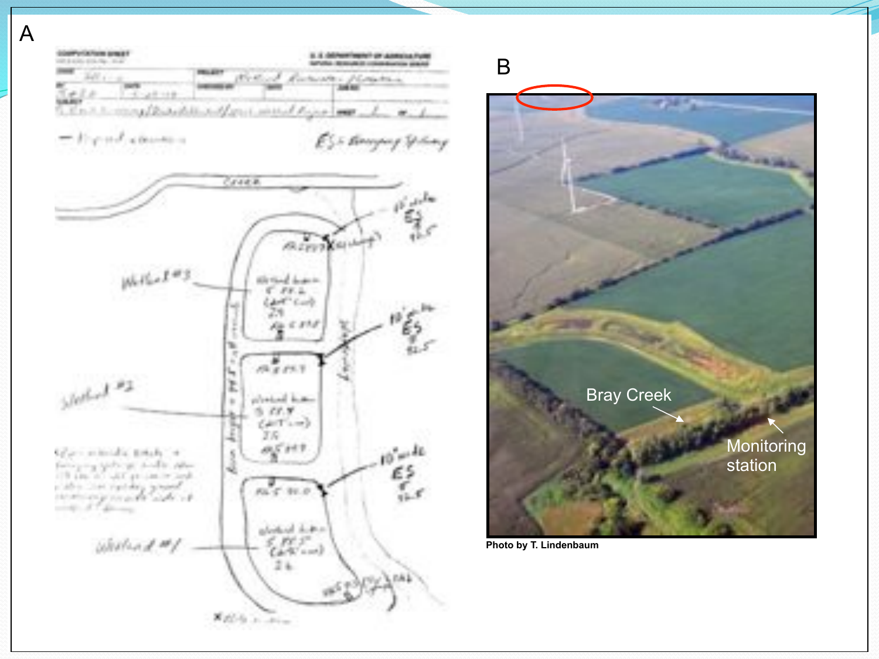A

B

Bray Creek

Monitoring station

Photo by T. Lindenbaum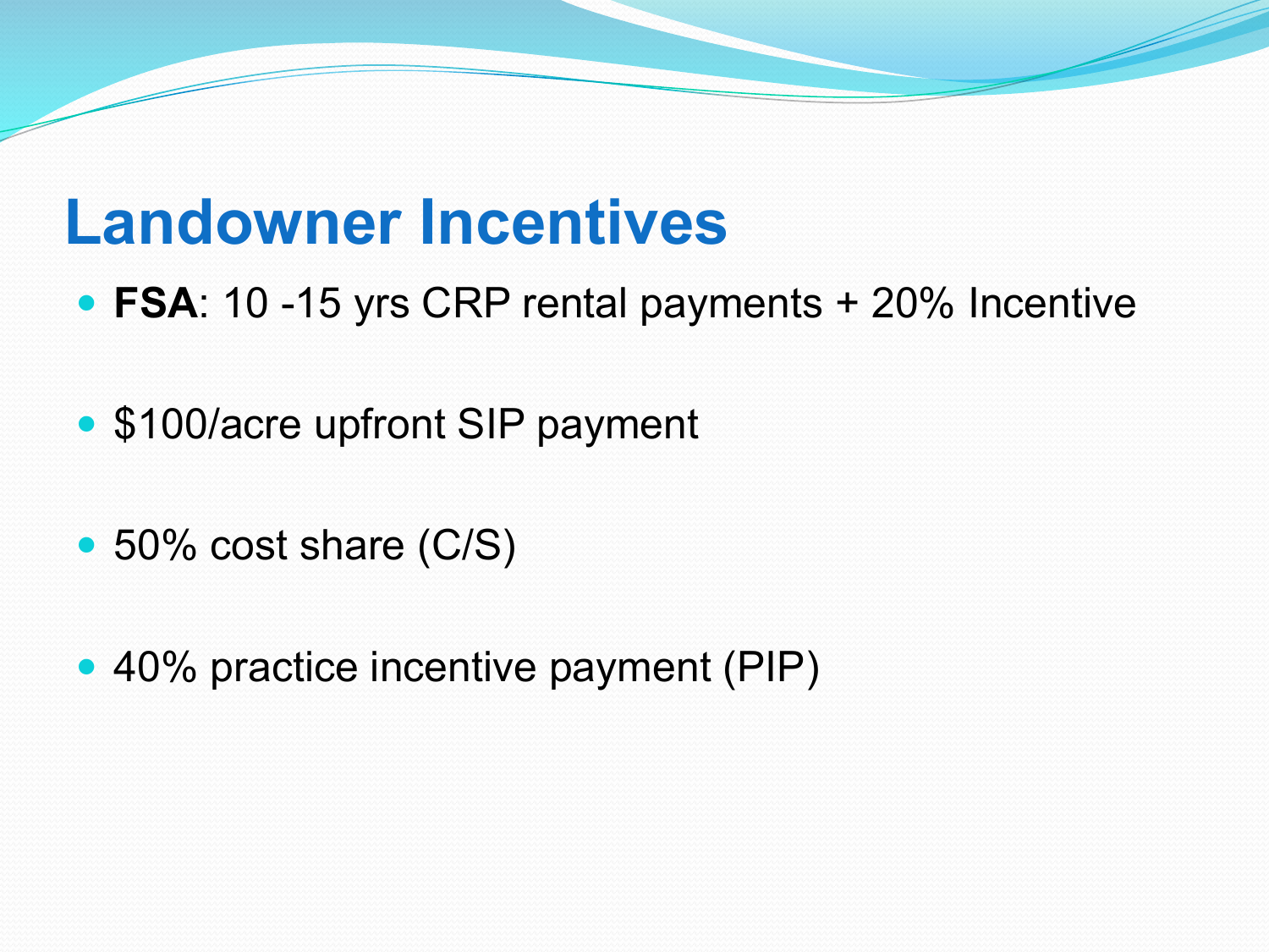# Landowner Incentives

- **FSA**: 10 -15 yrs CRP rental payments + 20% Incentive
- $100/acre upfront SIP payment
- 50% cost share (C/S)
- 40% practice incentive payment (PIP)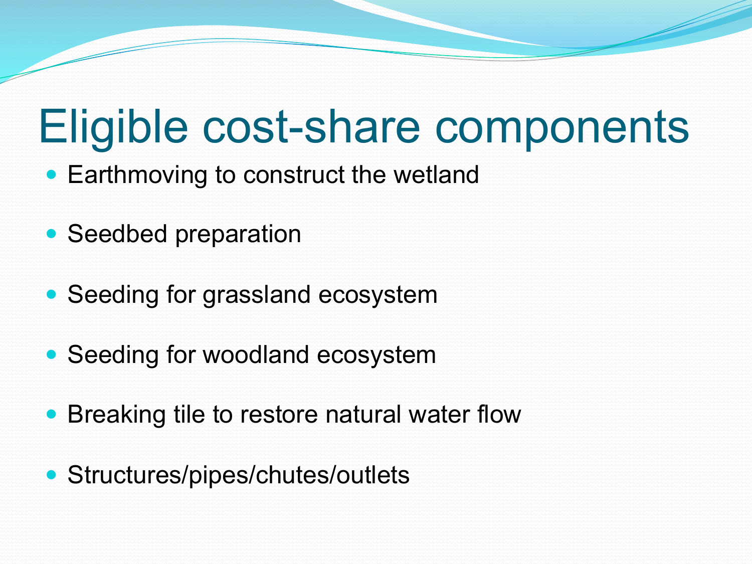# Eligible cost-share components

- Earthmoving to construct the wetland
- Seedbed preparation
- Seeding for grassland ecosystem
- Seeding for woodland ecosystem
- Breaking tile to restore natural water flow
- Structures/pipes/chutes/outlets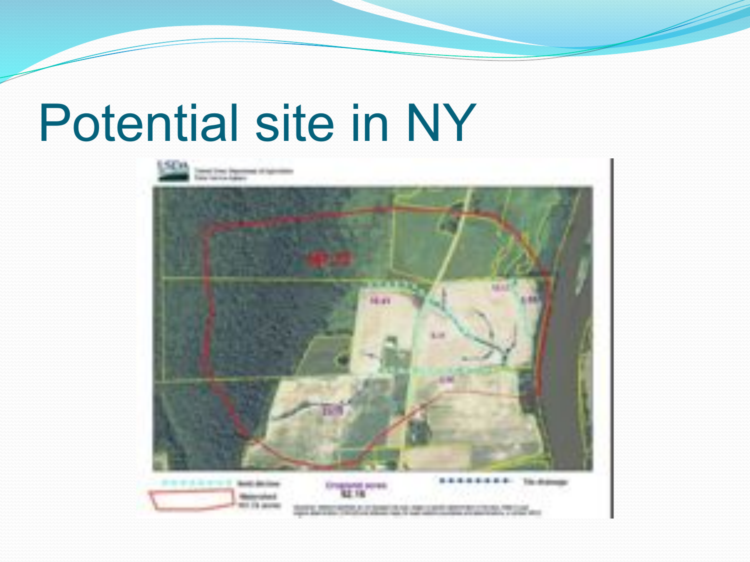# Potential site in NY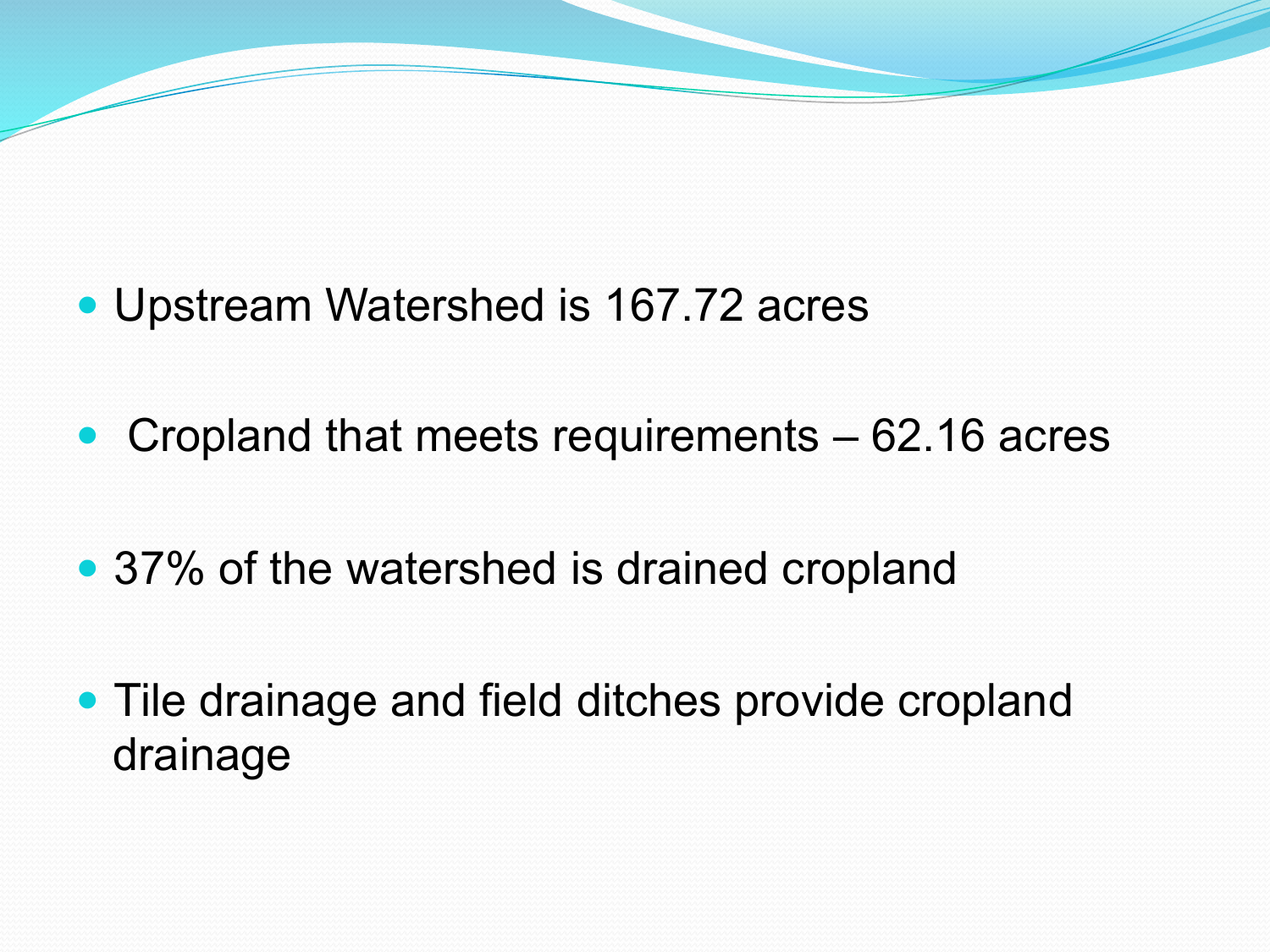- Upstream Watershed is 167.72 acres
- Cropland that meets requirements – 62.16 acres
- 37% of the watershed is drained cropland
- Tile drainage and field ditches provide cropland drainage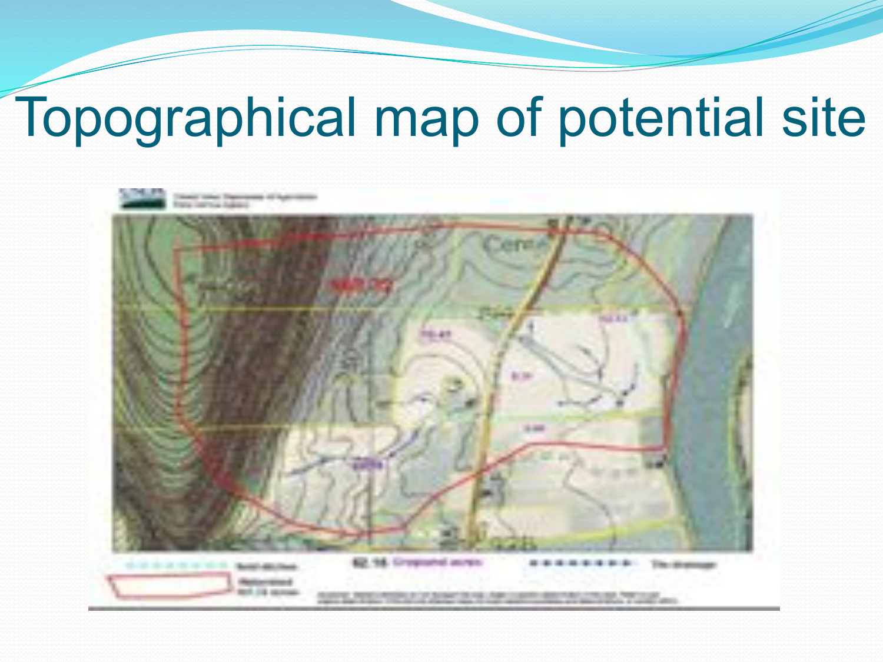# Topographical map of potential site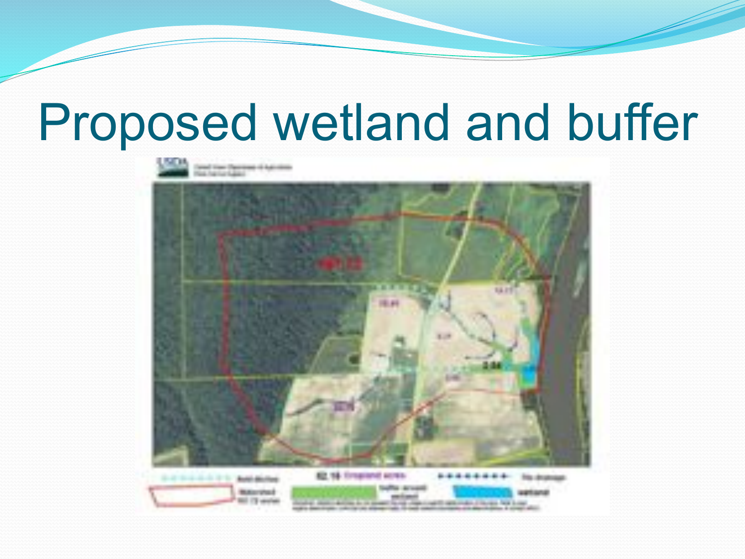# Proposed wetland and buffer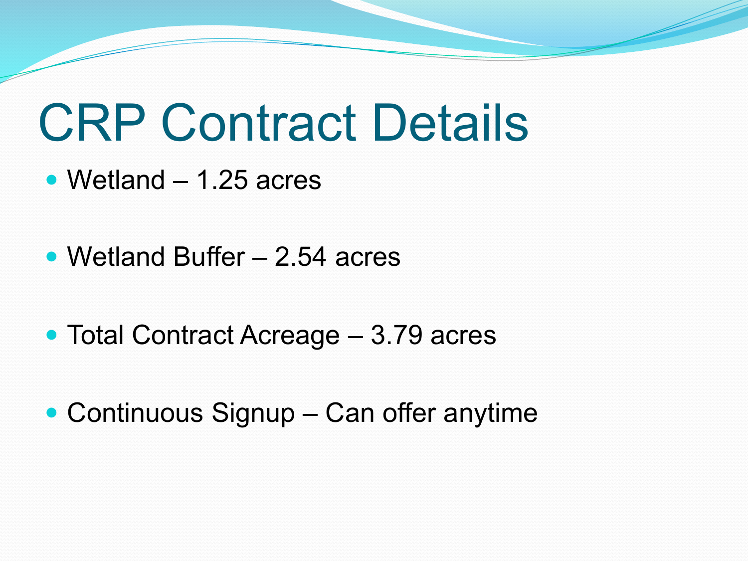# CRP Contract Details

- Wetland – 1.25 acres
- Wetland Buffer – 2.54 acres
- Total Contract Acreage – 3.79 acres
- Continuous Signup – Can offer anytime